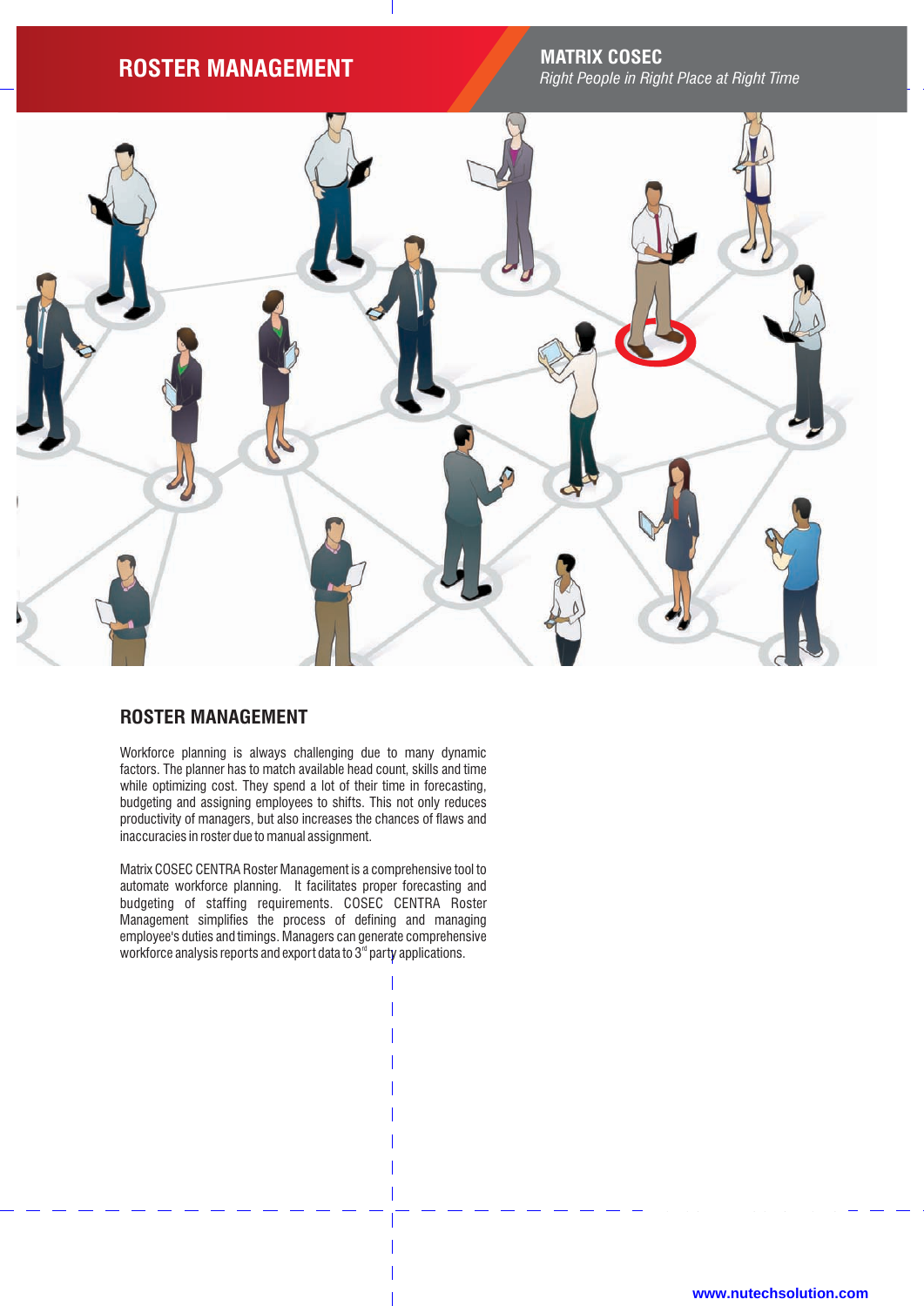# ROSTER MANAGEMENT

**MATRIX COSEC**

*Right People in Right Place at Right Time*

## ROSTER MANAGEMENT

Workforce planning is always challenging due to many dynamic factors. The planner has to match available head count, skills and time while optimizing cost. They spend a lot of their time in forecasting, budgeting and assigning employees to shifts. This not only reduces productivity of managers, but also increases the chances of flaws and inaccuracies in roster due to manual assignment.

Matrix COSEC CENTRA Roster Management is a comprehensive tool to automate workforce planning. It facilitates proper forecasting and budgeting of staffing requirements. COSEC CENTRA Roster Management simplifies the process of defining and managing employee's duties and timings. Managers can generate comprehensive workforce analysis reports and export data to 3rd party applications.

www.nutechsolution.com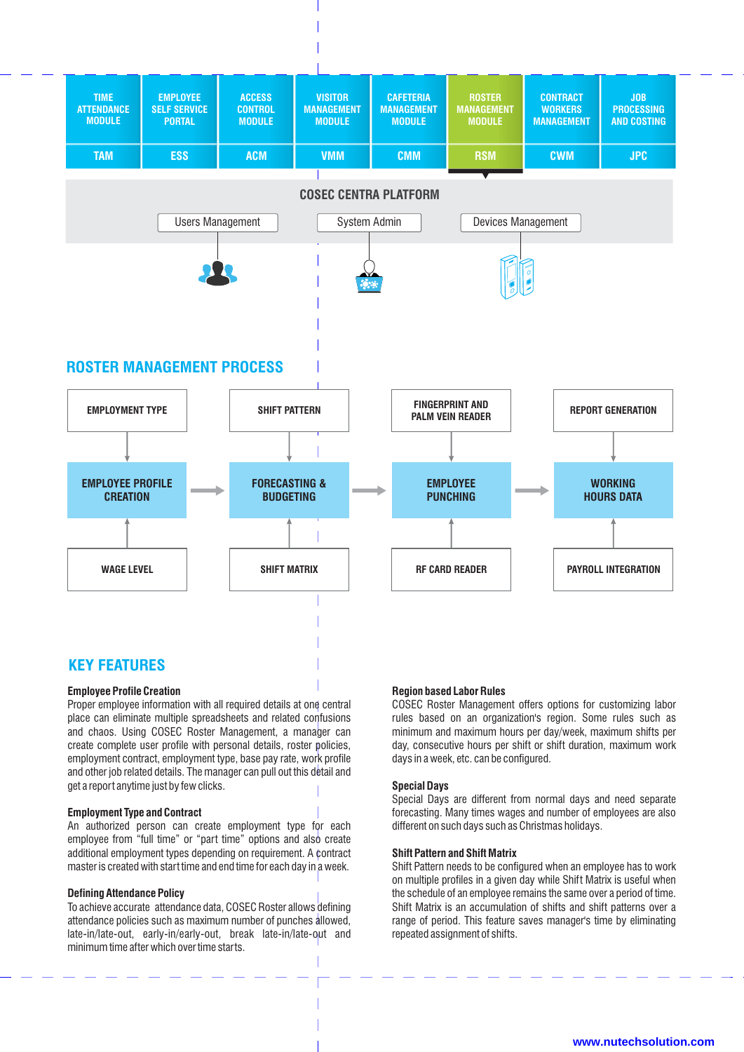| TIME ATTENDANCE MODULE | EMPLOYEE SELF SERVICE PORTAL | ACCESS CONTROL MODULE | VISITOR MANAGEMENT MODULE | CAFETERIA MANAGEMENT MODULE | ROSTER MANAGEMENT MODULE | CONTRACT WORKERS MANAGEMENT | JOB PROCESSING AND COSTING |
|---|---|---|---|---|---|---|---|
| TAM | ESS | ACM | VMM | CMM | RSM | CWM | JPC |

**COSEC CENTRA PLATFORM**

Users Management | System Admin | Devices Management

## ROSTER MANAGEMENT PROCESS

| | | | |
|---|---|---|---|
| EMPLOYMENT TYPE | SHIFT PATTERN | FINGERPRINT AND PALM VEIN READER | REPORT GENERATION |
| EMPLOYEE PROFILE CREATION → | FORECASTING & BUDGETING → | EMPLOYEE PUNCHING → | WORKING HOURS DATA |
| WAGE LEVEL | SHIFT MATRIX | RF CARD READER | PAYROLL INTEGRATION |

## KEY FEATURES

**Employee Profile Creation**
Proper employee information with all required details at one central place can eliminate multiple spreadsheets and related confusions and chaos. Using COSEC Roster Management, a manager can create complete user profile with personal details, roster policies, employment contract, employment type, base pay rate, work profile and other job related details. The manager can pull out this detail and get a report anytime just by few clicks.

**Employment Type and Contract**
An authorized person can create employment type for each employee from "full time" or "part time" options and also create additional employment types depending on requirement. A contract master is created with start time and end time for each day in a week.

**Defining Attendance Policy**
To achieve accurate attendance data, COSEC Roster allows defining attendance policies such as maximum number of punches allowed, late-in/late-out, early-in/early-out, break late-in/late-out and minimum time after which over time starts.

**Region based Labor Rules**
COSEC Roster Management offers options for customizing labor rules based on an organization's region. Some rules such as minimum and maximum hours per day/week, maximum shifts per day, consecutive hours per shift or shift duration, maximum work days in a week, etc. can be configured.

**Special Days**
Special Days are different from normal days and need separate forecasting. Many times wages and number of employees are also different on such days such as Christmas holidays.

**Shift Pattern and Shift Matrix**
Shift Pattern needs to be configured when an employee has to work on multiple profiles in a given day while Shift Matrix is useful when the schedule of an employee remains the same over a period of time. Shift Matrix is an accumulation of shifts and shift patterns over a range of period. This feature saves manager's time by eliminating repeated assignment of shifts.

www.nutechsolution.com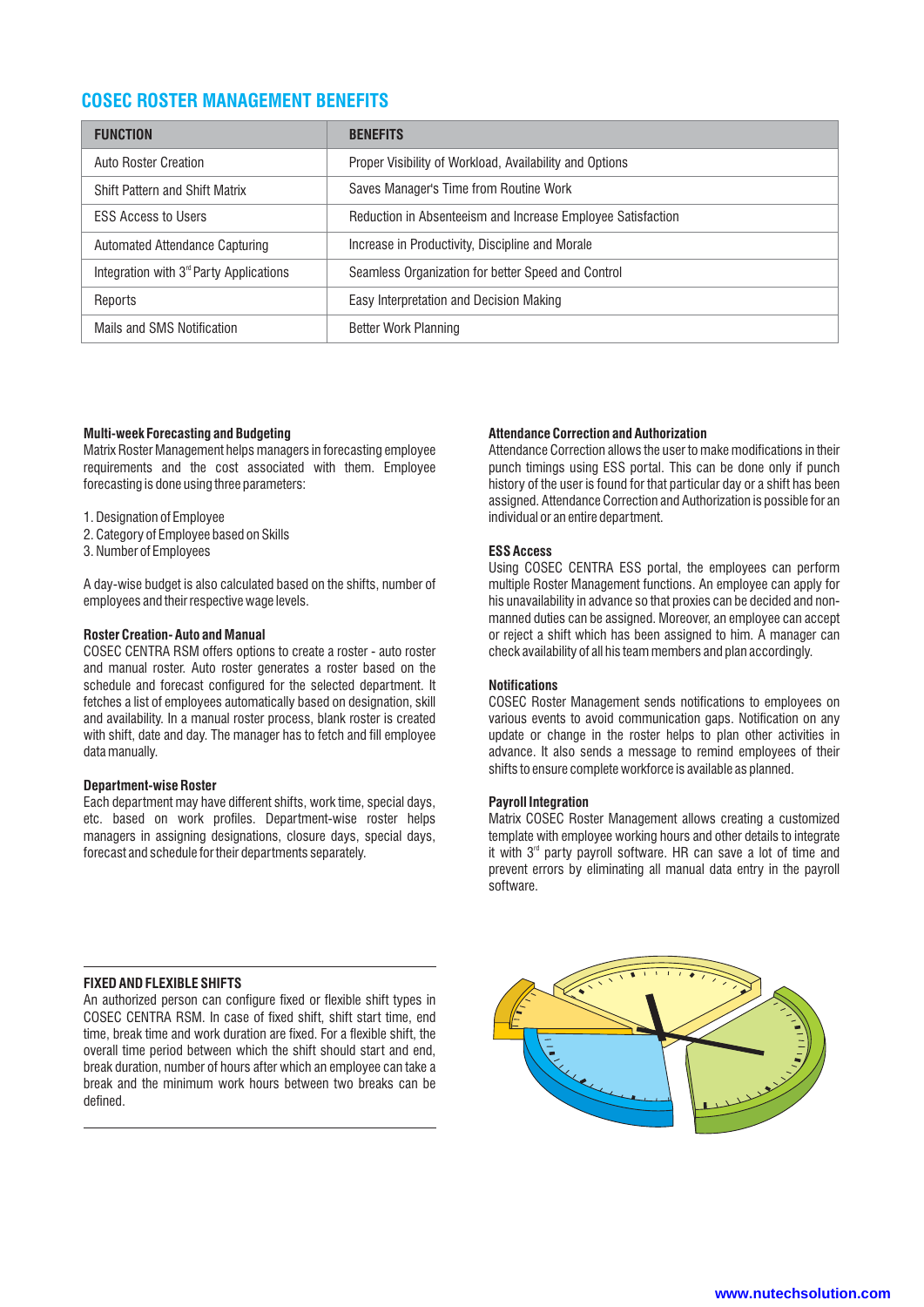## COSEC ROSTER MANAGEMENT BENEFITS

| FUNCTION | BENEFITS |
|---|---|
| Auto Roster Creation | Proper Visibility of Workload, Availability and Options |
| Shift Pattern and Shift Matrix | Saves Manager's Time from Routine Work |
| ESS Access to Users | Reduction in Absenteeism and Increase Employee Satisfaction |
| Automated Attendance Capturing | Increase in Productivity, Discipline and Morale |
| Integration with 3rd Party Applications | Seamless Organization for better Speed and Control |
| Reports | Easy Interpretation and Decision Making |
| Mails and SMS Notification | Better Work Planning |

**Multi-week Forecasting and Budgeting**
Matrix Roster Management helps managers in forecasting employee requirements and the cost associated with them. Employee forecasting is done using three parameters:

1. Designation of Employee
2. Category of Employee based on Skills
3. Number of Employees

A day-wise budget is also calculated based on the shifts, number of employees and their respective wage levels.

**Roster Creation- Auto and Manual**
COSEC CENTRA RSM offers options to create a roster - auto roster and manual roster. Auto roster generates a roster based on the schedule and forecast configured for the selected department. It fetches a list of employees automatically based on designation, skill and availability. In a manual roster process, blank roster is created with shift, date and day. The manager has to fetch and fill employee data manually.

**Department-wise Roster**
Each department may have different shifts, work time, special days, etc. based on work profiles. Department-wise roster helps managers in assigning designations, closure days, special days, forecast and schedule for their departments separately.

**Attendance Correction and Authorization**
Attendance Correction allows the user to make modifications in their punch timings using ESS portal. This can be done only if punch history of the user is found for that particular day or a shift has been assigned. Attendance Correction and Authorization is possible for an individual or an entire department.

**ESS Access**
Using COSEC CENTRA ESS portal, the employees can perform multiple Roster Management functions. An employee can apply for his unavailability in advance so that proxies can be decided and non-manned duties can be assigned. Moreover, an employee can accept or reject a shift which has been assigned to him. A manager can check availability of all his team members and plan accordingly.

**Notifications**
COSEC Roster Management sends notifications to employees on various events to avoid communication gaps. Notification on any update or change in the roster helps to plan other activities in advance. It also sends a message to remind employees of their shifts to ensure complete workforce is available as planned.

**Payroll Integration**
Matrix COSEC Roster Management allows creating a customized template with employee working hours and other details to integrate it with 3rd party payroll software. HR can save a lot of time and prevent errors by eliminating all manual data entry in the payroll software.

**FIXED AND FLEXIBLE SHIFTS**
An authorized person can configure fixed or flexible shift types in COSEC CENTRA RSM. In case of fixed shift, shift start time, end time, break time and work duration are fixed. For a flexible shift, the overall time period between which the shift should start and end, break duration, number of hours after which an employee can take a break and the minimum work hours between two breaks can be defined.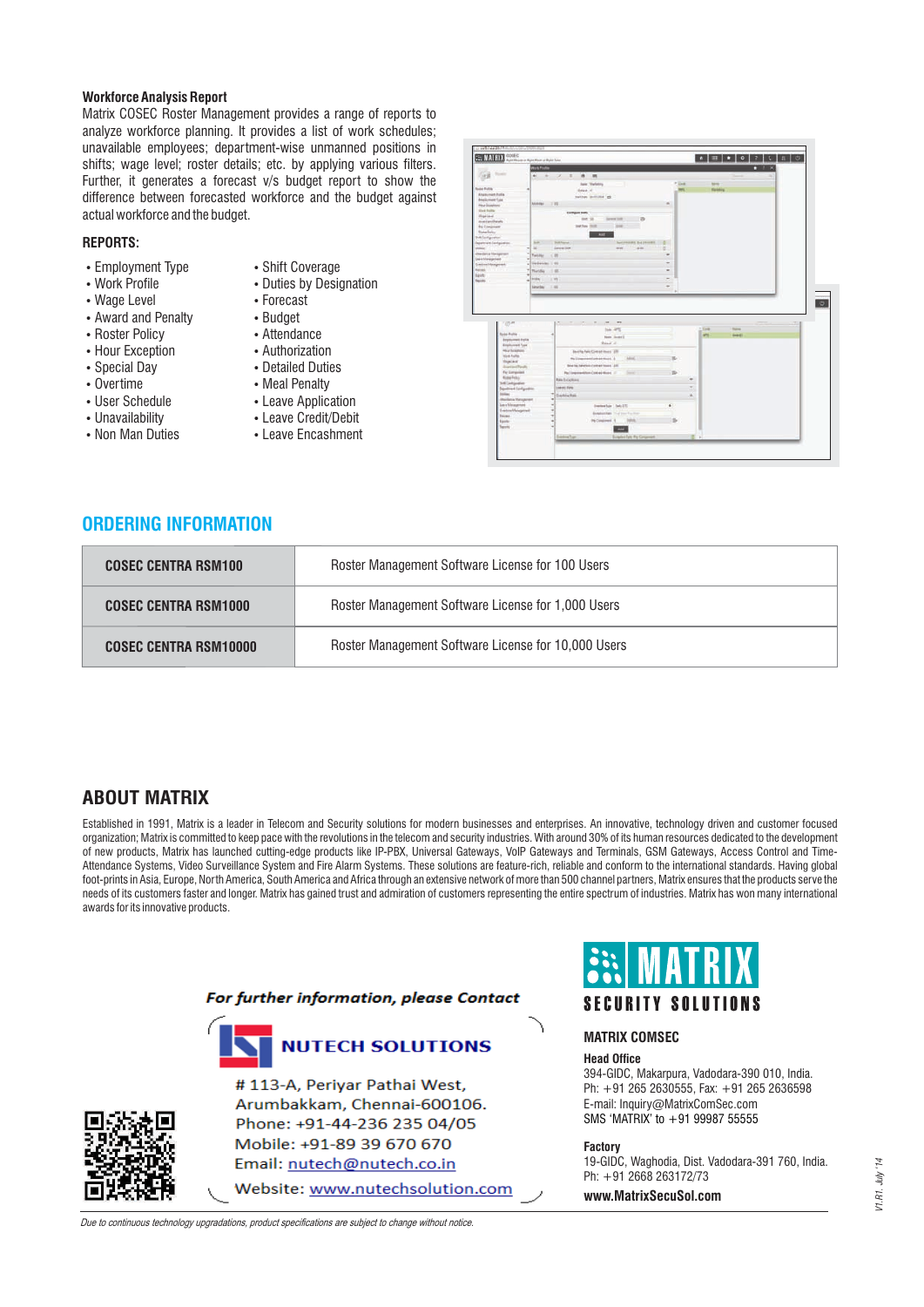### Workforce Analysis Report

Matrix COSEC Roster Management provides a range of reports to analyze workforce planning. It provides a list of work schedules; unavailable employees; department-wise unmanned positions in shifts; wage level; roster details; etc. by applying various filters. Further, it generates a forecast v/s budget report to show the difference between forecasted workforce and the budget against actual workforce and the budget.

### REPORTS:

- Employment Type
- Work Profile
- Wage Level
- Award and Penalty
- Roster Policy
- Hour Exception
- Special Day
- Overtime
- User Schedule
- Unavailability
- Non Man Duties
- Shift Coverage
- Duties by Designation
- Forecast
- Budget
- Attendance
- Authorization
- Detailed Duties
- Meal Penalty
- Leave Application
- Leave Credit/Debit
- Leave Encashment

## ORDERING INFORMATION

| | |
|---|---|
| **COSEC CENTRA RSM100** | Roster Management Software License for 100 Users |
| **COSEC CENTRA RSM1000** | Roster Management Software License for 1,000 Users |
| **COSEC CENTRA RSM10000** | Roster Management Software License for 10,000 Users |

## ABOUT MATRIX

Established in 1991, Matrix is a leader in Telecom and Security solutions for modern businesses and enterprises. An innovative, technology driven and customer focused organization; Matrix is committed to keep pace with the revolutions in the telecom and security industries. With around 30% of its human resources dedicated to the development of new products, Matrix has launched cutting-edge products like IP-PBX, Universal Gateways, VoIP Gateways and Terminals, GSM Gateways, Access Control and Time-Attendance Systems, Video Surveillance System and Fire Alarm Systems. These solutions are feature-rich, reliable and conform to the international standards. Having global foot-prints in Asia, Europe, North America, South America and Africa through an extensive network of more than 500 channel partners, Matrix ensures that the products serve the needs of its customers faster and longer. Matrix has gained trust and admiration of customers representing the entire spectrum of industries. Matrix has won many international awards for its innovative products.

*For further information, please Contact*

**NUTECH SOLUTIONS**

# 113-A, Periyar Pathai West,
Arumbakkam, Chennai-600106.
Phone: +91-44-236 235 04/05
Mobile: +91-89 39 670 670
Email: nutech@nutech.co.in
Website: www.nutechsolution.com

MATRIX
SECURITY SOLUTIONS

**MATRIX COMSEC**

**Head Office**
394-GIDC, Makarpura, Vadodara-390 010, India.
Ph: +91 265 2630555, Fax: +91 265 2636598
E-mail: Inquiry@MatrixComSec.com
SMS 'MATRIX' to +91 99987 55555

**Factory**
19-GIDC, Waghodia, Dist. Vadodara-391 760, India.
Ph: +91 2668 263172/73

**www.MatrixSecuSol.com**

*Due to continuous technology upgradations, product specifications are subject to change without notice.*

*V1.R1. July '14*